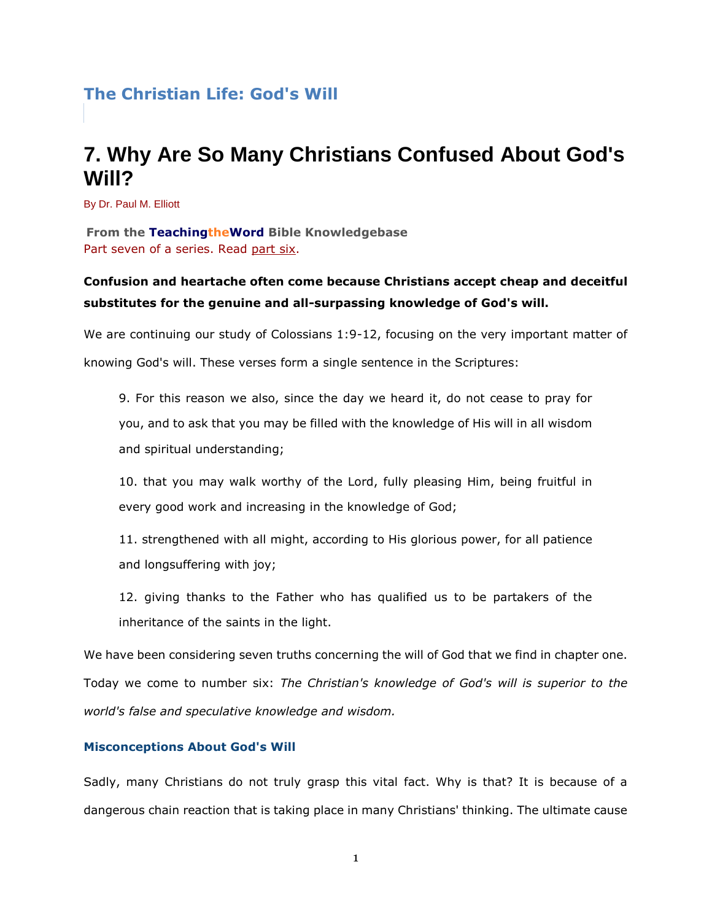## The Christian Life: God's Will

# 7. Why Are So Many Christians Confused About God's Will?

By Dr. Paul M. Elliott

**From the TeachingtheWord Bible Knowledgebase**
Part seven of a series. Read part six.

**Confusion and heartache often come because Christians accept cheap and deceitful substitutes for the genuine and all-surpassing knowledge of God's will.**

We are continuing our study of Colossians 1:9-12, focusing on the very important matter of knowing God's will. These verses form a single sentence in the Scriptures:

> 9. For this reason we also, since the day we heard it, do not cease to pray for you, and to ask that you may be filled with the knowledge of His will in all wisdom and spiritual understanding;
>
> 10. that you may walk worthy of the Lord, fully pleasing Him, being fruitful in every good work and increasing in the knowledge of God;
>
> 11. strengthened with all might, according to His glorious power, for all patience and longsuffering with joy;
>
> 12. giving thanks to the Father who has qualified us to be partakers of the inheritance of the saints in the light.

We have been considering seven truths concerning the will of God that we find in chapter one. Today we come to number six: *The Christian's knowledge of God's will is superior to the world's false and speculative knowledge and wisdom.*

### Misconceptions About God's Will

Sadly, many Christians do not truly grasp this vital fact. Why is that? It is because of a dangerous chain reaction that is taking place in many Christians' thinking. The ultimate cause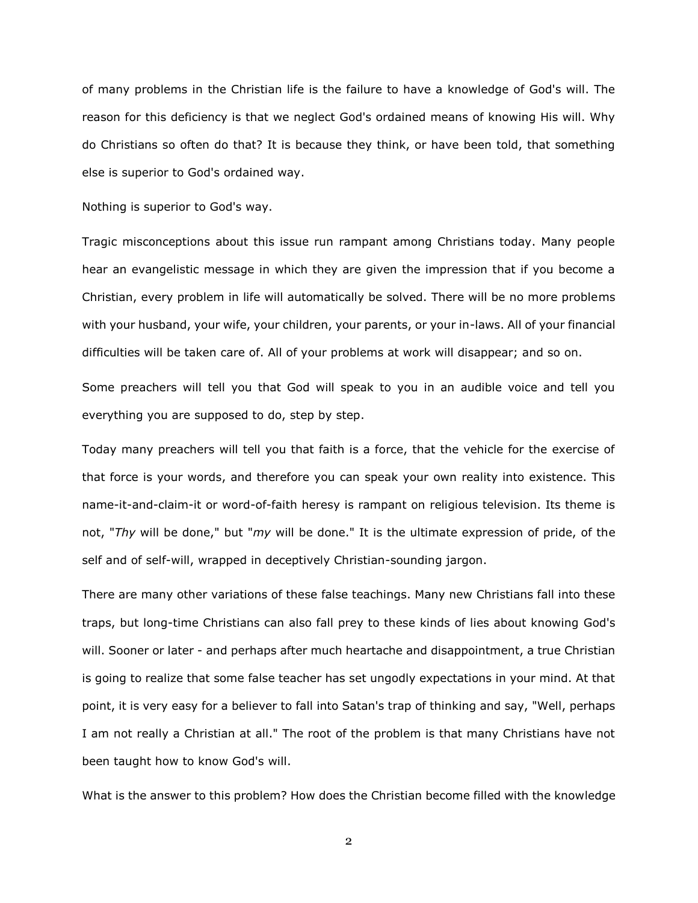of many problems in the Christian life is the failure to have a knowledge of God's will. The reason for this deficiency is that we neglect God's ordained means of knowing His will. Why do Christians so often do that? It is because they think, or have been told, that something else is superior to God's ordained way.

Nothing is superior to God's way.

Tragic misconceptions about this issue run rampant among Christians today. Many people hear an evangelistic message in which they are given the impression that if you become a Christian, every problem in life will automatically be solved. There will be no more problems with your husband, your wife, your children, your parents, or your in-laws. All of your financial difficulties will be taken care of. All of your problems at work will disappear; and so on.

Some preachers will tell you that God will speak to you in an audible voice and tell you everything you are supposed to do, step by step.

Today many preachers will tell you that faith is a force, that the vehicle for the exercise of that force is your words, and therefore you can speak your own reality into existence. This name-it-and-claim-it or word-of-faith heresy is rampant on religious television. Its theme is not, "*Thy* will be done," but "*my* will be done." It is the ultimate expression of pride, of the self and of self-will, wrapped in deceptively Christian-sounding jargon.

There are many other variations of these false teachings. Many new Christians fall into these traps, but long-time Christians can also fall prey to these kinds of lies about knowing God's will. Sooner or later - and perhaps after much heartache and disappointment, a true Christian is going to realize that some false teacher has set ungodly expectations in your mind. At that point, it is very easy for a believer to fall into Satan's trap of thinking and say, "Well, perhaps I am not really a Christian at all." The root of the problem is that many Christians have not been taught how to know God's will.

What is the answer to this problem? How does the Christian become filled with the knowledge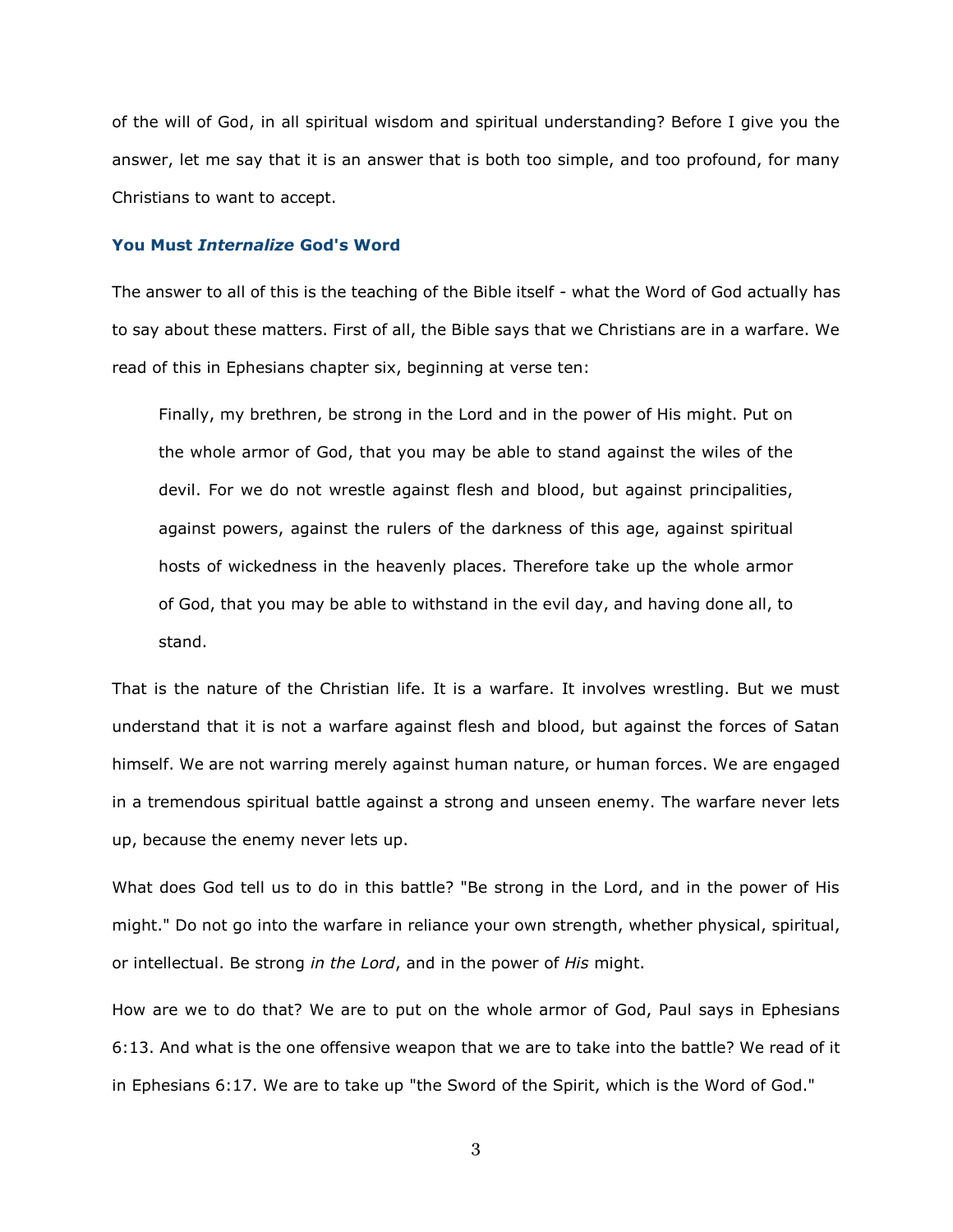of the will of God, in all spiritual wisdom and spiritual understanding? Before I give you the answer, let me say that it is an answer that is both too simple, and too profound, for many Christians to want to accept.

### You Must *Internalize* God's Word

The answer to all of this is the teaching of the Bible itself - what the Word of God actually has to say about these matters. First of all, the Bible says that we Christians are in a warfare. We read of this in Ephesians chapter six, beginning at verse ten:

> Finally, my brethren, be strong in the Lord and in the power of His might. Put on the whole armor of God, that you may be able to stand against the wiles of the devil. For we do not wrestle against flesh and blood, but against principalities, against powers, against the rulers of the darkness of this age, against spiritual hosts of wickedness in the heavenly places. Therefore take up the whole armor of God, that you may be able to withstand in the evil day, and having done all, to stand.

That is the nature of the Christian life. It is a warfare. It involves wrestling. But we must understand that it is not a warfare against flesh and blood, but against the forces of Satan himself. We are not warring merely against human nature, or human forces. We are engaged in a tremendous spiritual battle against a strong and unseen enemy. The warfare never lets up, because the enemy never lets up.

What does God tell us to do in this battle? "Be strong in the Lord, and in the power of His might." Do not go into the warfare in reliance your own strength, whether physical, spiritual, or intellectual. Be strong *in the Lord*, and in the power of *His* might.

How are we to do that? We are to put on the whole armor of God, Paul says in Ephesians 6:13. And what is the one offensive weapon that we are to take into the battle? We read of it in Ephesians 6:17. We are to take up "the Sword of the Spirit, which is the Word of God."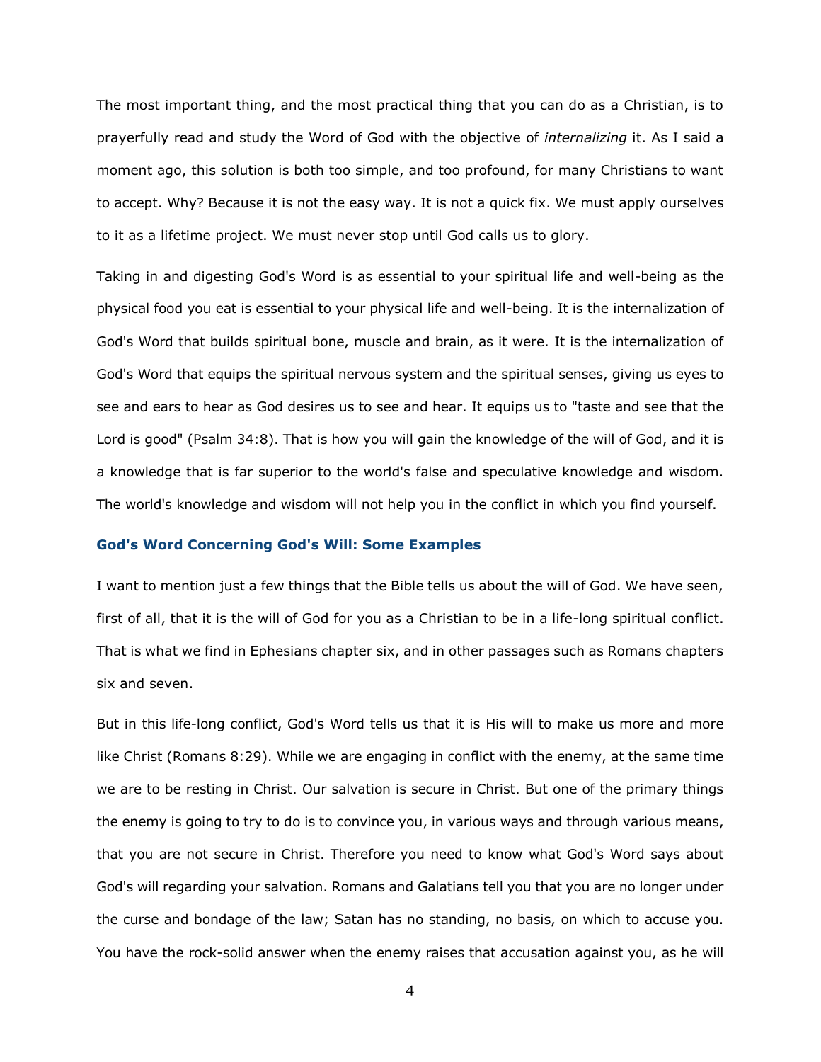The most important thing, and the most practical thing that you can do as a Christian, is to prayerfully read and study the Word of God with the objective of *internalizing* it. As I said a moment ago, this solution is both too simple, and too profound, for many Christians to want to accept. Why? Because it is not the easy way. It is not a quick fix. We must apply ourselves to it as a lifetime project. We must never stop until God calls us to glory.

Taking in and digesting God's Word is as essential to your spiritual life and well-being as the physical food you eat is essential to your physical life and well-being. It is the internalization of God's Word that builds spiritual bone, muscle and brain, as it were. It is the internalization of God's Word that equips the spiritual nervous system and the spiritual senses, giving us eyes to see and ears to hear as God desires us to see and hear. It equips us to "taste and see that the Lord is good" (Psalm 34:8). That is how you will gain the knowledge of the will of God, and it is a knowledge that is far superior to the world's false and speculative knowledge and wisdom. The world's knowledge and wisdom will not help you in the conflict in which you find yourself.

### God's Word Concerning God's Will: Some Examples

I want to mention just a few things that the Bible tells us about the will of God. We have seen, first of all, that it is the will of God for you as a Christian to be in a life-long spiritual conflict. That is what we find in Ephesians chapter six, and in other passages such as Romans chapters six and seven.

But in this life-long conflict, God's Word tells us that it is His will to make us more and more like Christ (Romans 8:29). While we are engaging in conflict with the enemy, at the same time we are to be resting in Christ. Our salvation is secure in Christ. But one of the primary things the enemy is going to try to do is to convince you, in various ways and through various means, that you are not secure in Christ. Therefore you need to know what God's Word says about God's will regarding your salvation. Romans and Galatians tell you that you are no longer under the curse and bondage of the law; Satan has no standing, no basis, on which to accuse you. You have the rock-solid answer when the enemy raises that accusation against you, as he will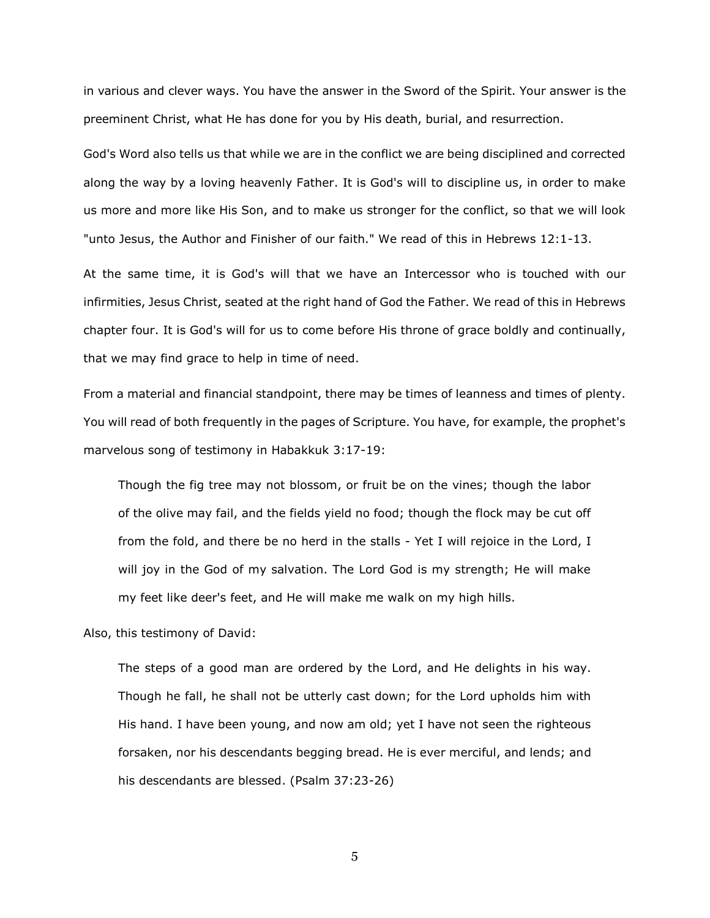in various and clever ways. You have the answer in the Sword of the Spirit. Your answer is the preeminent Christ, what He has done for you by His death, burial, and resurrection.

God's Word also tells us that while we are in the conflict we are being disciplined and corrected along the way by a loving heavenly Father. It is God's will to discipline us, in order to make us more and more like His Son, and to make us stronger for the conflict, so that we will look "unto Jesus, the Author and Finisher of our faith." We read of this in Hebrews 12:1-13.

At the same time, it is God's will that we have an Intercessor who is touched with our infirmities, Jesus Christ, seated at the right hand of God the Father. We read of this in Hebrews chapter four. It is God's will for us to come before His throne of grace boldly and continually, that we may find grace to help in time of need.

From a material and financial standpoint, there may be times of leanness and times of plenty. You will read of both frequently in the pages of Scripture. You have, for example, the prophet's marvelous song of testimony in Habakkuk 3:17-19:

> Though the fig tree may not blossom, or fruit be on the vines; though the labor of the olive may fail, and the fields yield no food; though the flock may be cut off from the fold, and there be no herd in the stalls - Yet I will rejoice in the Lord, I will joy in the God of my salvation. The Lord God is my strength; He will make my feet like deer's feet, and He will make me walk on my high hills.

Also, this testimony of David:

> The steps of a good man are ordered by the Lord, and He delights in his way. Though he fall, he shall not be utterly cast down; for the Lord upholds him with His hand. I have been young, and now am old; yet I have not seen the righteous forsaken, nor his descendants begging bread. He is ever merciful, and lends; and his descendants are blessed. (Psalm 37:23-26)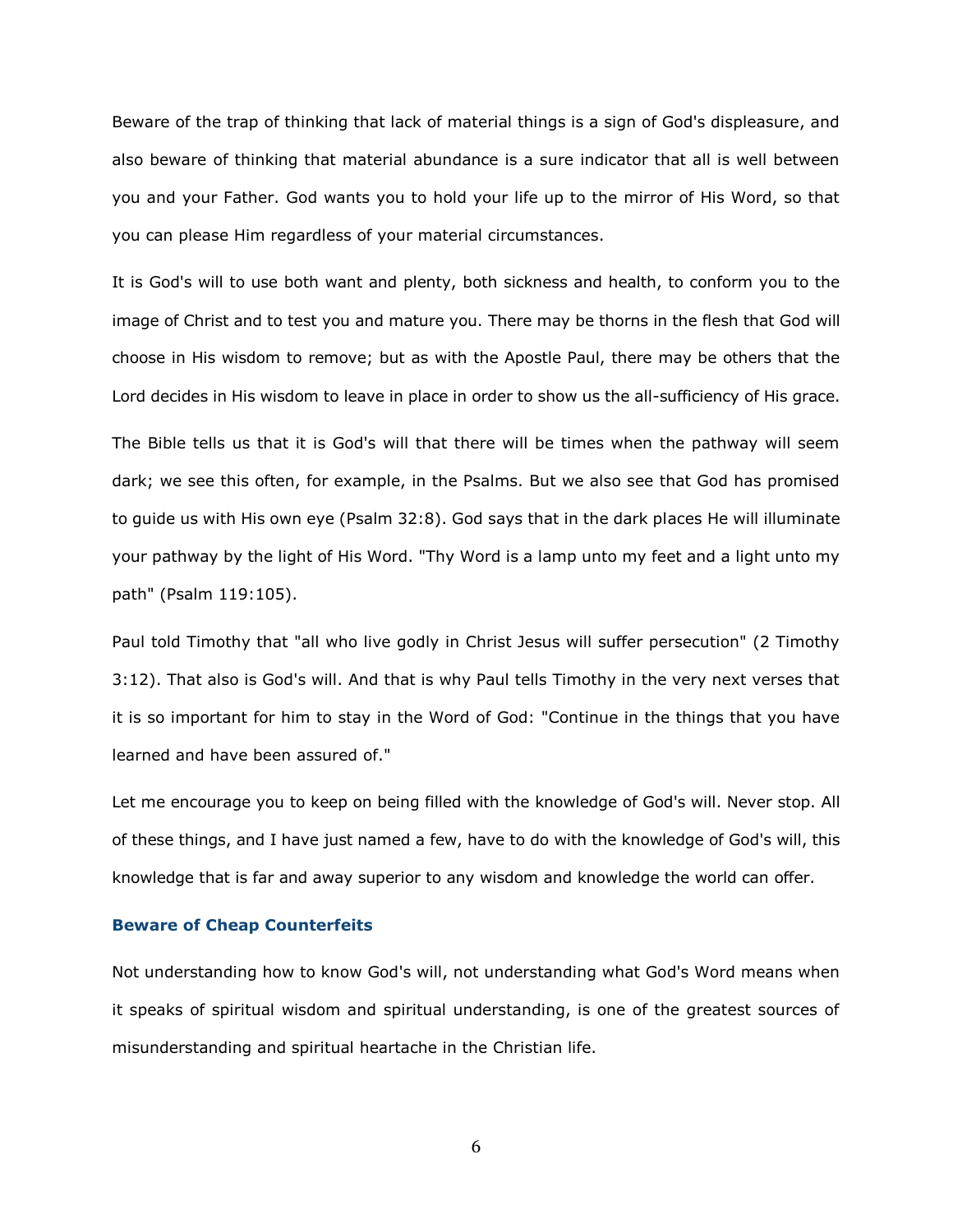Beware of the trap of thinking that lack of material things is a sign of God's displeasure, and also beware of thinking that material abundance is a sure indicator that all is well between you and your Father. God wants you to hold your life up to the mirror of His Word, so that you can please Him regardless of your material circumstances.

It is God's will to use both want and plenty, both sickness and health, to conform you to the image of Christ and to test you and mature you. There may be thorns in the flesh that God will choose in His wisdom to remove; but as with the Apostle Paul, there may be others that the Lord decides in His wisdom to leave in place in order to show us the all-sufficiency of His grace.

The Bible tells us that it is God's will that there will be times when the pathway will seem dark; we see this often, for example, in the Psalms. But we also see that God has promised to guide us with His own eye (Psalm 32:8). God says that in the dark places He will illuminate your pathway by the light of His Word. "Thy Word is a lamp unto my feet and a light unto my path" (Psalm 119:105).

Paul told Timothy that "all who live godly in Christ Jesus will suffer persecution" (2 Timothy 3:12). That also is God's will. And that is why Paul tells Timothy in the very next verses that it is so important for him to stay in the Word of God: "Continue in the things that you have learned and have been assured of."

Let me encourage you to keep on being filled with the knowledge of God's will. Never stop. All of these things, and I have just named a few, have to do with the knowledge of God's will, this knowledge that is far and away superior to any wisdom and knowledge the world can offer.

### Beware of Cheap Counterfeits

Not understanding how to know God's will, not understanding what God's Word means when it speaks of spiritual wisdom and spiritual understanding, is one of the greatest sources of misunderstanding and spiritual heartache in the Christian life.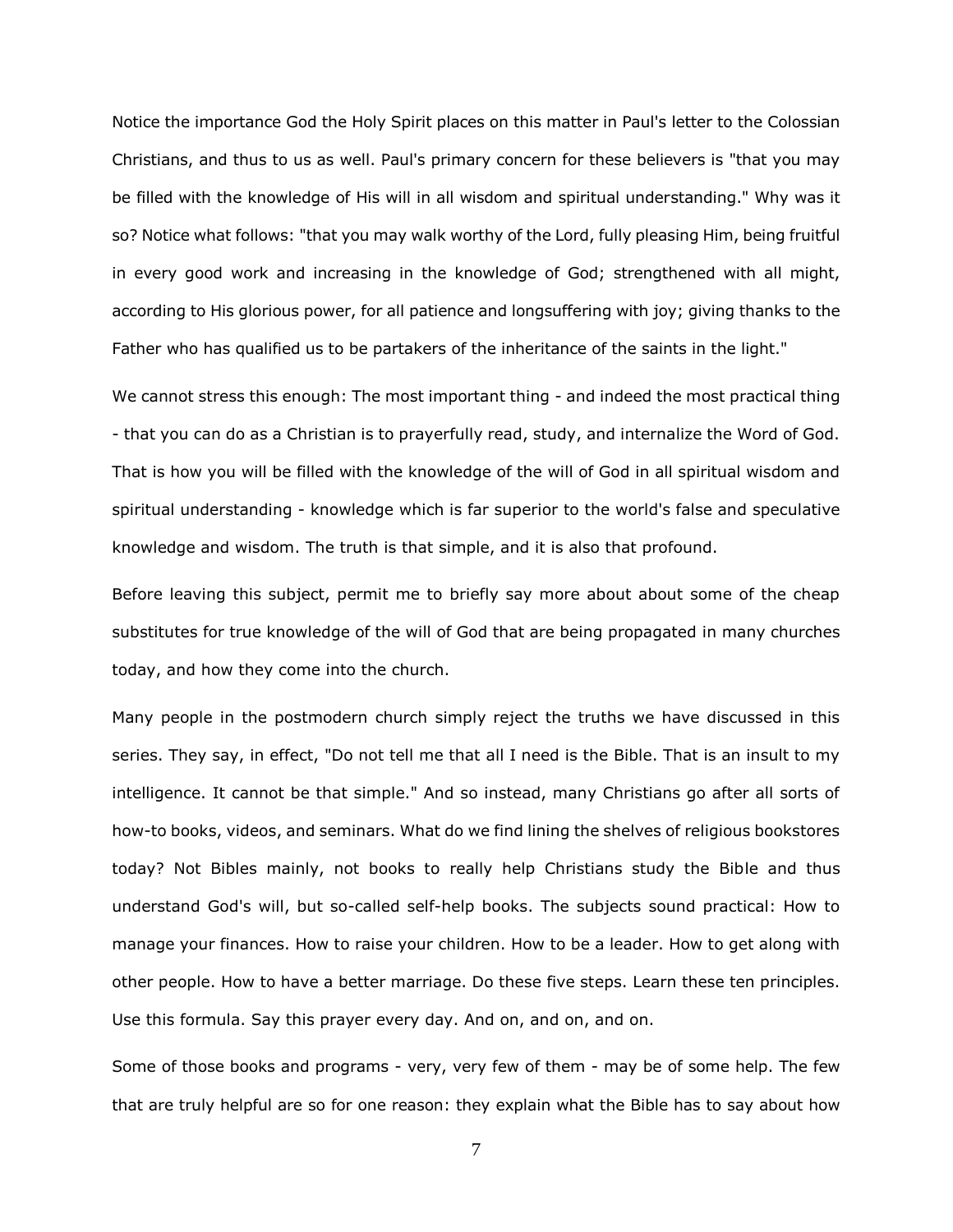Notice the importance God the Holy Spirit places on this matter in Paul's letter to the Colossian Christians, and thus to us as well. Paul's primary concern for these believers is "that you may be filled with the knowledge of His will in all wisdom and spiritual understanding." Why was it so? Notice what follows: "that you may walk worthy of the Lord, fully pleasing Him, being fruitful in every good work and increasing in the knowledge of God; strengthened with all might, according to His glorious power, for all patience and longsuffering with joy; giving thanks to the Father who has qualified us to be partakers of the inheritance of the saints in the light."

We cannot stress this enough: The most important thing - and indeed the most practical thing - that you can do as a Christian is to prayerfully read, study, and internalize the Word of God. That is how you will be filled with the knowledge of the will of God in all spiritual wisdom and spiritual understanding - knowledge which is far superior to the world's false and speculative knowledge and wisdom. The truth is that simple, and it is also that profound.

Before leaving this subject, permit me to briefly say more about about some of the cheap substitutes for true knowledge of the will of God that are being propagated in many churches today, and how they come into the church.

Many people in the postmodern church simply reject the truths we have discussed in this series. They say, in effect, "Do not tell me that all I need is the Bible. That is an insult to my intelligence. It cannot be that simple." And so instead, many Christians go after all sorts of how-to books, videos, and seminars. What do we find lining the shelves of religious bookstores today? Not Bibles mainly, not books to really help Christians study the Bible and thus understand God's will, but so-called self-help books. The subjects sound practical: How to manage your finances. How to raise your children. How to be a leader. How to get along with other people. How to have a better marriage. Do these five steps. Learn these ten principles. Use this formula. Say this prayer every day. And on, and on, and on.

Some of those books and programs - very, very few of them - may be of some help. The few that are truly helpful are so for one reason: they explain what the Bible has to say about how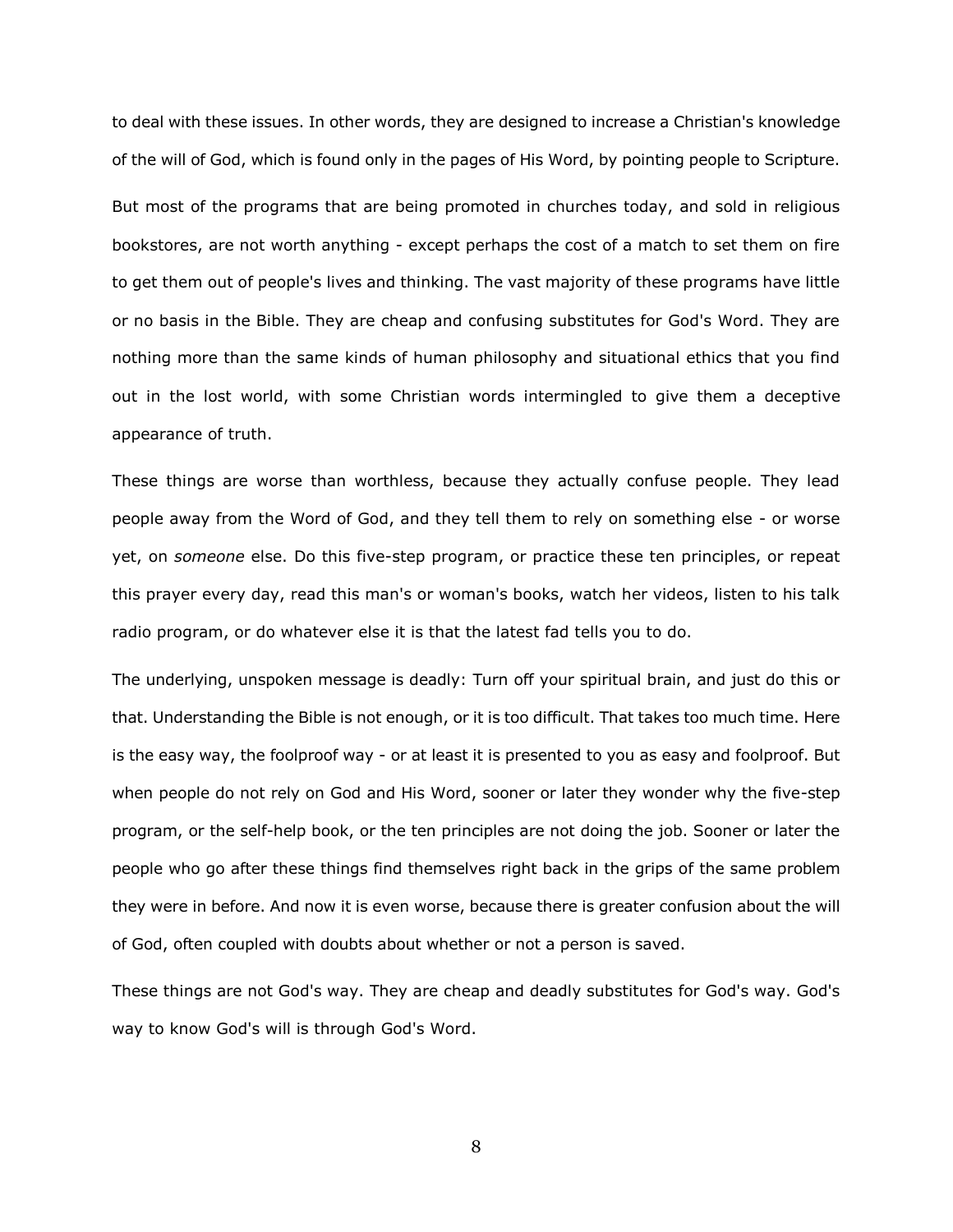to deal with these issues. In other words, they are designed to increase a Christian's knowledge of the will of God, which is found only in the pages of His Word, by pointing people to Scripture.

But most of the programs that are being promoted in churches today, and sold in religious bookstores, are not worth anything - except perhaps the cost of a match to set them on fire to get them out of people's lives and thinking. The vast majority of these programs have little or no basis in the Bible. They are cheap and confusing substitutes for God's Word. They are nothing more than the same kinds of human philosophy and situational ethics that you find out in the lost world, with some Christian words intermingled to give them a deceptive appearance of truth.

These things are worse than worthless, because they actually confuse people. They lead people away from the Word of God, and they tell them to rely on something else - or worse yet, on *someone* else. Do this five-step program, or practice these ten principles, or repeat this prayer every day, read this man's or woman's books, watch her videos, listen to his talk radio program, or do whatever else it is that the latest fad tells you to do.

The underlying, unspoken message is deadly: Turn off your spiritual brain, and just do this or that. Understanding the Bible is not enough, or it is too difficult. That takes too much time. Here is the easy way, the foolproof way - or at least it is presented to you as easy and foolproof. But when people do not rely on God and His Word, sooner or later they wonder why the five-step program, or the self-help book, or the ten principles are not doing the job. Sooner or later the people who go after these things find themselves right back in the grips of the same problem they were in before. And now it is even worse, because there is greater confusion about the will of God, often coupled with doubts about whether or not a person is saved.

These things are not God's way. They are cheap and deadly substitutes for God's way. God's way to know God's will is through God's Word.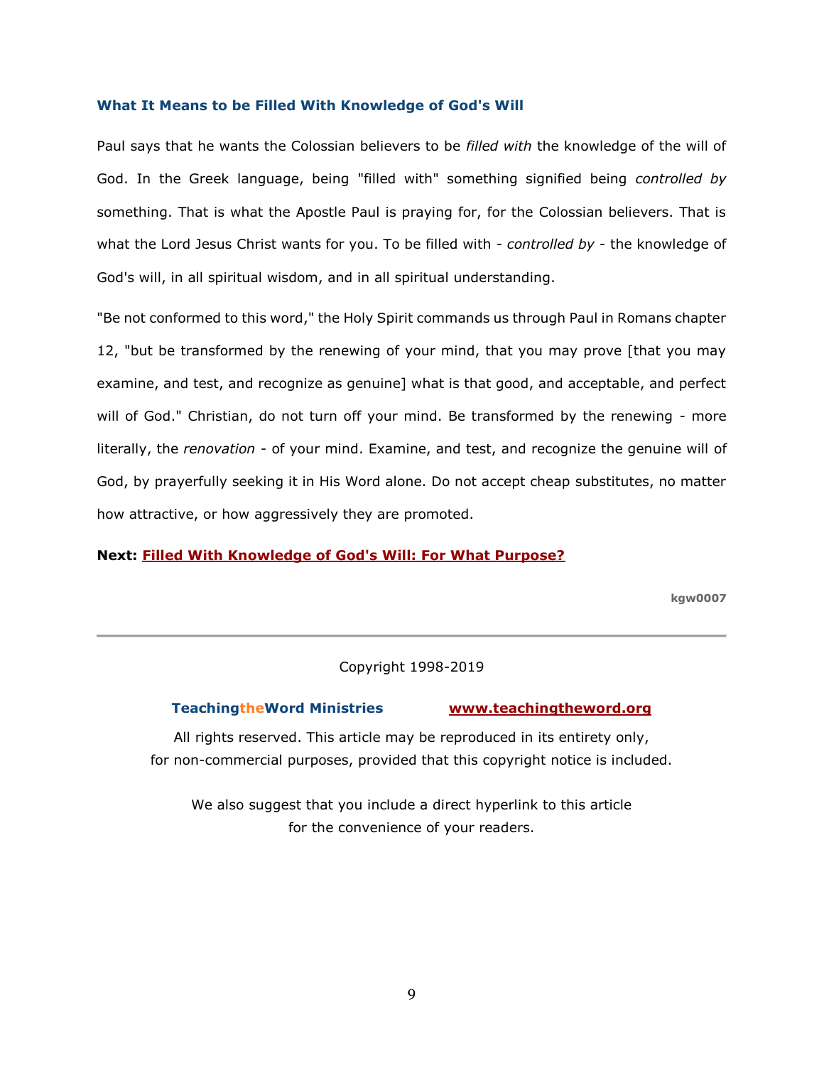### What It Means to be Filled With Knowledge of God's Will

Paul says that he wants the Colossian believers to be *filled with* the knowledge of the will of God. In the Greek language, being "filled with" something signified being *controlled by* something. That is what the Apostle Paul is praying for, for the Colossian believers. That is what the Lord Jesus Christ wants for you. To be filled with - *controlled by* - the knowledge of God's will, in all spiritual wisdom, and in all spiritual understanding.

"Be not conformed to this word," the Holy Spirit commands us through Paul in Romans chapter 12, "but be transformed by the renewing of your mind, that you may prove [that you may examine, and test, and recognize as genuine] what is that good, and acceptable, and perfect will of God." Christian, do not turn off your mind. Be transformed by the renewing - more literally, the *renovation* - of your mind. Examine, and test, and recognize the genuine will of God, by prayerfully seeking it in His Word alone. Do not accept cheap substitutes, no matter how attractive, or how aggressively they are promoted.

**Next: Filled With Knowledge of God's Will: For What Purpose?**

**kgw0007**

---

Copyright 1998-2019

**TeachingtheWord Ministries** **www.teachingtheword.org**

All rights reserved. This article may be reproduced in its entirety only,
for non-commercial purposes, provided that this copyright notice is included.

We also suggest that you include a direct hyperlink to this article
for the convenience of your readers.